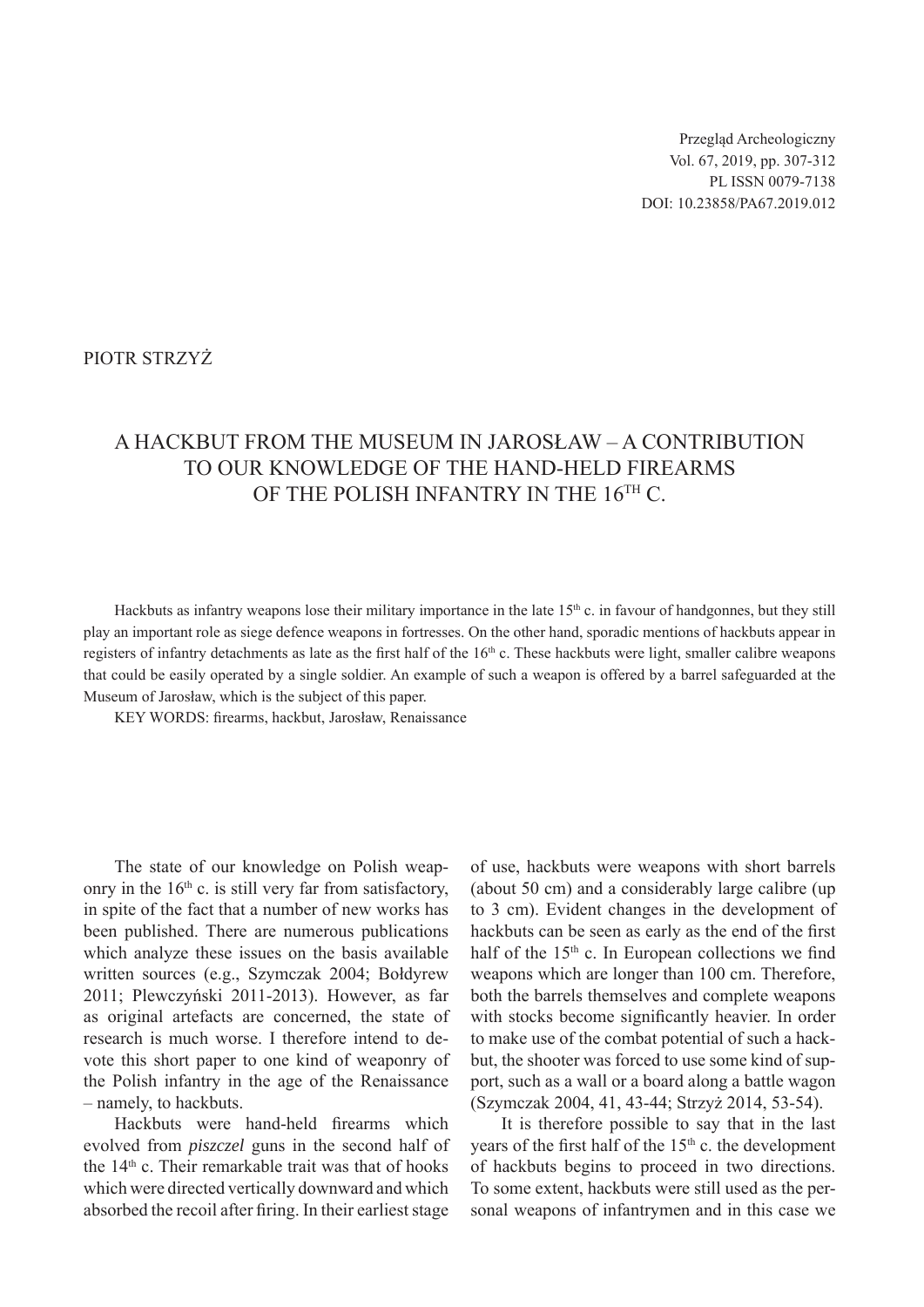PIOTR STRZYŻ

# A HACKBUT FROM THE MUSEUM IN JAROSŁAW – A CONTRIBUTION TO OUR KNOWLEDGE OF THE HAND-HELD FIREARMS OF THE POLISH INFANTRY IN THE 16TH C.

Hackbuts as infantry weapons lose their military importance in the late 15th c. in favour of handgonnes, but they still play an important role as siege defence weapons in fortresses. On the other hand, sporadic mentions of hackbuts appear in registers of infantry detachments as late as the first half of the 16th c. These hackbuts were light, smaller calibre weapons that could be easily operated by a single soldier. An example of such a weapon is offered by a barrel safeguarded at the Museum of Jarosław, which is the subject of this paper.

KEY WORDS: firearms, hackbut, Jarosław, Renaissance

The state of our knowledge on Polish weaponry in the 16th c. is still very far from satisfactory, in spite of the fact that a number of new works has been published. There are numerous publications which analyze these issues on the basis available written sources (e.g., Szymczak 2004; Bołdyrew 2011; Plewczyński 2011-2013). However, as far as original artefacts are concerned, the state of research is much worse. I therefore intend to devote this short paper to one kind of weaponry of the Polish infantry in the age of the Renaissance – namely, to hackbuts.

Hackbuts were hand-held firearms which evolved from *piszczel* guns in the second half of the 14th c. Their remarkable trait was that of hooks which were directed vertically downward and which absorbed the recoil after firing. In their earliest stage of use, hackbuts were weapons with short barrels (about 50 cm) and a considerably large calibre (up to 3 cm). Evident changes in the development of hackbuts can be seen as early as the end of the first half of the 15th c. In European collections we find weapons which are longer than 100 cm. Therefore, both the barrels themselves and complete weapons with stocks become significantly heavier. In order to make use of the combat potential of such a hackbut, the shooter was forced to use some kind of support, such as a wall or a board along a battle wagon (Szymczak 2004, 41, 43-44; Strzyż 2014, 53-54).

It is therefore possible to say that in the last years of the first half of the 15th c. the development of hackbuts begins to proceed in two directions. To some extent, hackbuts were still used as the personal weapons of infantrymen and in this case we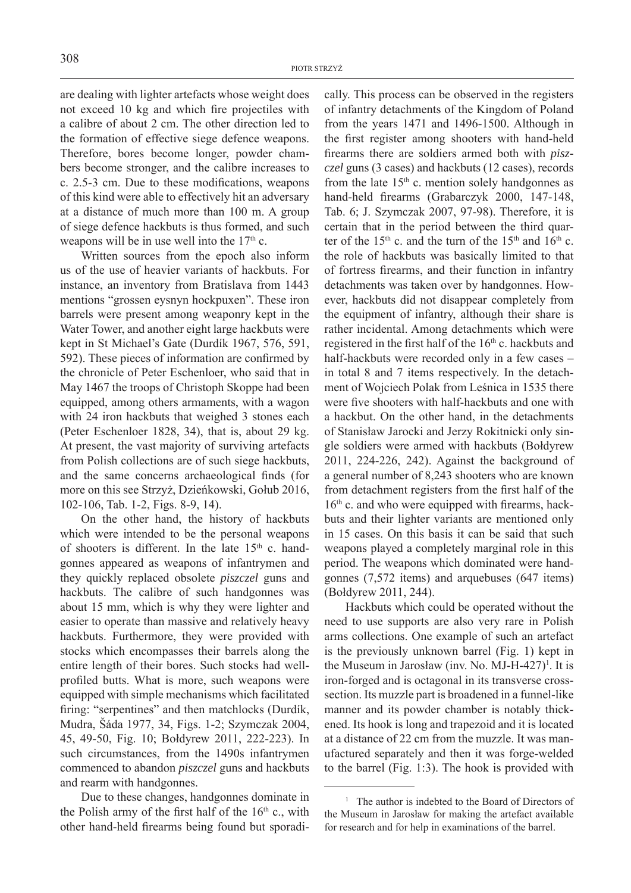are dealing with lighter artefacts whose weight does not exceed 10 kg and which fire projectiles with a calibre of about 2 cm. The other direction led to the formation of effective siege defence weapons. Therefore, bores become longer, powder chambers become stronger, and the calibre increases to c. 2.5-3 cm. Due to these modifications, weapons of this kind were able to effectively hit an adversary at a distance of much more than 100 m. A group of siege defence hackbuts is thus formed, and such weapons will be in use well into the 17th c.

Written sources from the epoch also inform us of the use of heavier variants of hackbuts. For instance, an inventory from Bratislava from 1443 mentions "grossen eysnyn hockpuxen". These iron barrels were present among weaponry kept in the Water Tower, and another eight large hackbuts were kept in St Michael's Gate (Durdík 1967, 576, 591, 592). These pieces of information are confirmed by the chronicle of Peter Eschenloer, who said that in May 1467 the troops of Christoph Skoppe had been equipped, among others armaments, with a wagon with 24 iron hackbuts that weighed 3 stones each (Peter Eschenloer 1828, 34), that is, about 29 kg. At present, the vast majority of surviving artefacts from Polish collections are of such siege hackbuts, and the same concerns archaeological finds (for more on this see Strzyż, Dzieńkowski, Gołub 2016, 102-106, Tab. 1-2, Figs. 8-9, 14).

On the other hand, the history of hackbuts which were intended to be the personal weapons of shooters is different. In the late 15th c. handgonnes appeared as weapons of infantrymen and they quickly replaced obsolete *piszczel* guns and hackbuts. The calibre of such handgonnes was about 15 mm, which is why they were lighter and easier to operate than massive and relatively heavy hackbuts. Furthermore, they were provided with stocks which encompasses their barrels along the entire length of their bores. Such stocks had well-profiled butts. What is more, such weapons were equipped with simple mechanisms which facilitated firing: "serpentines" and then matchlocks (Durdík, Mudra, Šáda 1977, 34, Figs. 1-2; Szymczak 2004, 45, 49-50, Fig. 10; Bołdyrew 2011, 222-223). In such circumstances, from the 1490s infantrymen commenced to abandon *piszczel* guns and hackbuts and rearm with handgonnes.

Due to these changes, handgonnes dominate in the Polish army of the first half of the 16th c., with other hand-held firearms being found but sporadically. This process can be observed in the registers of infantry detachments of the Kingdom of Poland from the years 1471 and 1496-1500. Although in the first register among shooters with hand-held firearms there are soldiers armed both with *piszczel* guns (3 cases) and hackbuts (12 cases), records from the late 15th c. mention solely handgonnes as hand-held firearms (Grabarczyk 2000, 147-148, Tab. 6; J. Szymczak 2007, 97-98). Therefore, it is certain that in the period between the third quarter of the 15th c. and the turn of the 15th and 16th c. the role of hackbuts was basically limited to that of fortress firearms, and their function in infantry detachments was taken over by handgonnes. However, hackbuts did not disappear completely from the equipment of infantry, although their share is rather incidental. Among detachments which were registered in the first half of the 16th c. hackbuts and half-hackbuts were recorded only in a few cases – in total 8 and 7 items respectively. In the detachment of Wojciech Polak from Leśnica in 1535 there were five shooters with half-hackbuts and one with a hackbut. On the other hand, in the detachments of Stanisław Jarocki and Jerzy Rokitnicki only single soldiers were armed with hackbuts (Bołdyrew 2011, 224-226, 242). Against the background of a general number of 8,243 shooters who are known from detachment registers from the first half of the 16th c. and who were equipped with firearms, hackbuts and their lighter variants are mentioned only in 15 cases. On this basis it can be said that such weapons played a completely marginal role in this period. The weapons which dominated were handgonnes (7,572 items) and arquebuses (647 items) (Bołdyrew 2011, 244).

Hackbuts which could be operated without the need to use supports are also very rare in Polish arms collections. One example of such an artefact is the previously unknown barrel (Fig. 1) kept in the Museum in Jarosław (inv. No. MJ-H-427)[1]. It is iron-forged and is octagonal in its transverse crosssection. Its muzzle part is broadened in a funnel-like manner and its powder chamber is notably thickened. Its hook is long and trapezoid and it is located at a distance of 22 cm from the muzzle. It was manufactured separately and then it was forge-welded to the barrel (Fig. 1:3). The hook is provided with

[1] The author is indebted to the Board of Directors of the Museum in Jarosław for making the artefact available for research and for help in examinations of the barrel.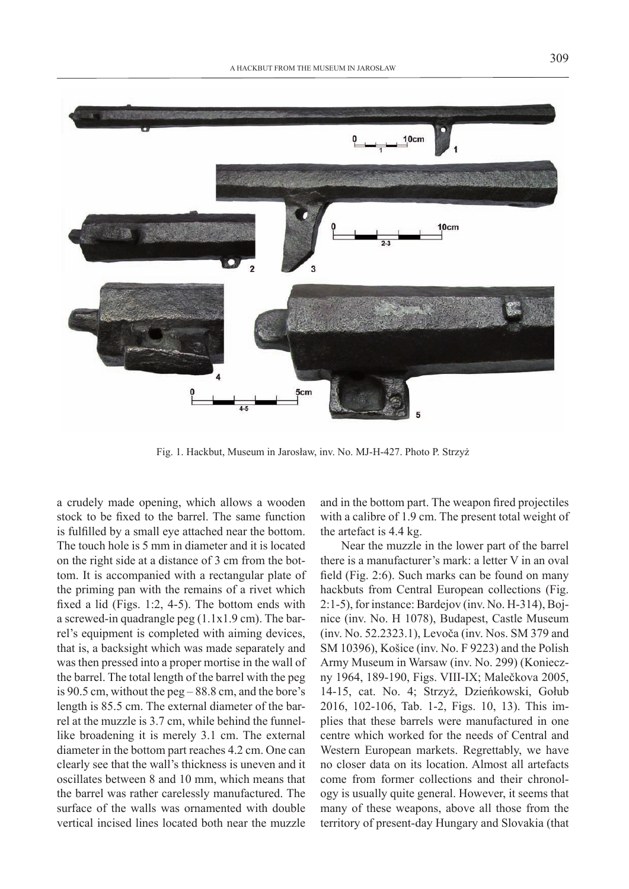Fig. 1. Hackbut, Museum in Jarosław, inv. No. MJ-H-427. Photo P. Strzyż

a crudely made opening, which allows a wooden stock to be fixed to the barrel. The same function is fulfilled by a small eye attached near the bottom. The touch hole is 5 mm in diameter and it is located on the right side at a distance of 3 cm from the bottom. It is accompanied with a rectangular plate of the priming pan with the remains of a rivet which fixed a lid (Figs. 1:2, 4-5). The bottom ends with a screwed-in quadrangle peg (1.1x1.9 cm). The barrel's equipment is completed with aiming devices, that is, a backsight which was made separately and was then pressed into a proper mortise in the wall of the barrel. The total length of the barrel with the peg is 90.5 cm, without the peg – 88.8 cm, and the bore's length is 85.5 cm. The external diameter of the barrel at the muzzle is 3.7 cm, while behind the funnel-like broadening it is merely 3.1 cm. The external diameter in the bottom part reaches 4.2 cm. One can clearly see that the wall's thickness is uneven and it oscillates between 8 and 10 mm, which means that the barrel was rather carelessly manufactured. The surface of the walls was ornamented with double vertical incised lines located both near the muzzle and in the bottom part. The weapon fired projectiles with a calibre of 1.9 cm. The present total weight of the artefact is 4.4 kg.

Near the muzzle in the lower part of the barrel there is a manufacturer's mark: a letter V in an oval field (Fig. 2:6). Such marks can be found on many hackbuts from Central European collections (Fig. 2:1-5), for instance: Bardejov (inv. No. H-314), Bojnice (inv. No. H 1078), Budapest, Castle Museum (inv. No. 52.2323.1), Levoča (inv. Nos. SM 379 and SM 10396), Košice (inv. No. F 9223) and the Polish Army Museum in Warsaw (inv. No. 299) (Konieczny 1964, 189-190, Figs. VIII-IX; Malečkova 2005, 14-15, cat. No. 4; Strzyż, Dzieńkowski, Gołub 2016, 102-106, Tab. 1-2, Figs. 10, 13). This implies that these barrels were manufactured in one centre which worked for the needs of Central and Western European markets. Regrettably, we have no closer data on its location. Almost all artefacts come from former collections and their chronology is usually quite general. However, it seems that many of these weapons, above all those from the territory of present-day Hungary and Slovakia (that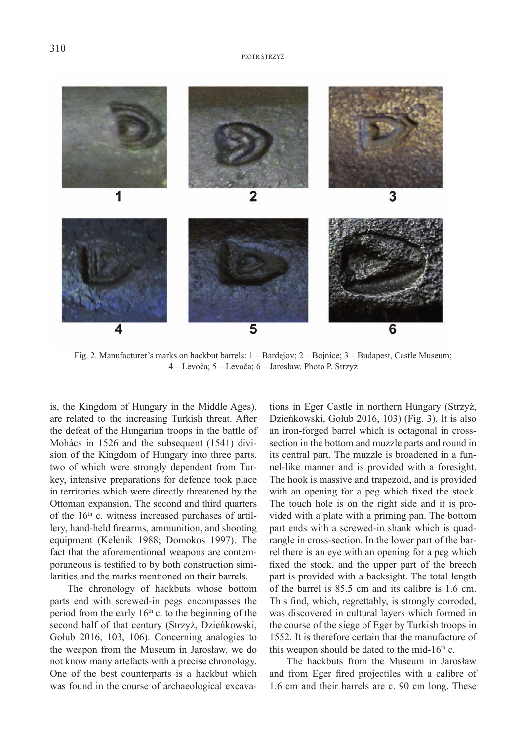Fig. 2. Manufacturer's marks on hackbut barrels: 1 – Bardejov; 2 – Bojnice; 3 – Budapest, Castle Museum; 4 – Levoča; 5 – Levoča; 6 – Jarosław. Photo P. Strzyż

is, the Kingdom of Hungary in the Middle Ages), are related to the increasing Turkish threat. After the defeat of the Hungarian troops in the battle of Mohács in 1526 and the subsequent (1541) division of the Kingdom of Hungary into three parts, two of which were strongly dependent from Turkey, intensive preparations for defence took place in territories which were directly threatened by the Ottoman expansion. The second and third quarters of the 16th c. witness increased purchases of artillery, hand-held firearms, ammunition, and shooting equipment (Kelenik 1988; Domokos 1997). The fact that the aforementioned weapons are contemporaneous is testified to by both construction similarities and the marks mentioned on their barrels.

The chronology of hackbuts whose bottom parts end with screwed-in pegs encompasses the period from the early 16th c. to the beginning of the second half of that century (Strzyż, Dzieńkowski, Gołub 2016, 103, 106). Concerning analogies to the weapon from the Museum in Jarosław, we do not know many artefacts with a precise chronology. One of the best counterparts is a hackbut which was found in the course of archaeological excavations in Eger Castle in northern Hungary (Strzyż, Dzieńkowski, Gołub 2016, 103) (Fig. 3). It is also an iron-forged barrel which is octagonal in cross-section in the bottom and muzzle parts and round in its central part. The muzzle is broadened in a funnel-like manner and is provided with a foresight. The hook is massive and trapezoid, and is provided with an opening for a peg which fixed the stock. The touch hole is on the right side and it is provided with a plate with a priming pan. The bottom part ends with a screwed-in shank which is quadrangle in cross-section. In the lower part of the barrel there is an eye with an opening for a peg which fixed the stock, and the upper part of the breech part is provided with a backsight. The total length of the barrel is 85.5 cm and its calibre is 1.6 cm. This find, which, regrettably, is strongly corroded, was discovered in cultural layers which formed in the course of the siege of Eger by Turkish troops in 1552. It is therefore certain that the manufacture of this weapon should be dated to the mid-16th c.

The hackbuts from the Museum in Jarosław and from Eger fired projectiles with a calibre of 1.6 cm and their barrels are c. 90 cm long. These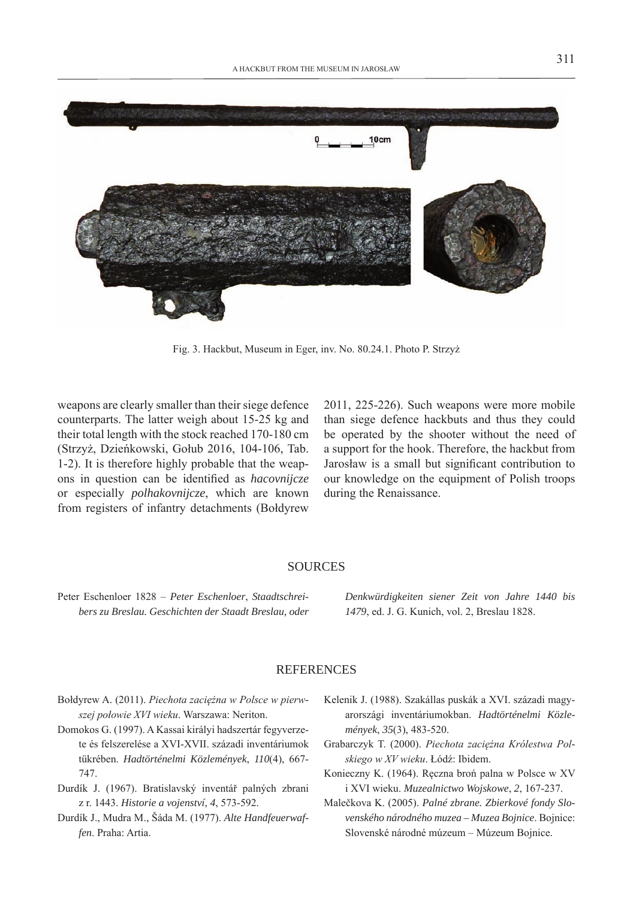Fig. 3. Hackbut, Museum in Eger, inv. No. 80.24.1. Photo P. Strzyż

weapons are clearly smaller than their siege defence counterparts. The latter weigh about 15-25 kg and their total length with the stock reached 170-180 cm (Strzyż, Dzieńkowski, Gołub 2016, 104-106, Tab. 1-2). It is therefore highly probable that the weapons in question can be identified as *hacovnijcze* or especially *polhakovnijcze*, which are known from registers of infantry detachments (Bołdyrew 2011, 225-226). Such weapons were more mobile than siege defence hackbuts and thus they could be operated by the shooter without the need of a support for the hook. Therefore, the hackbut from Jarosław is a small but significant contribution to our knowledge on the equipment of Polish troops during the Renaissance.

## SOURCES

Peter Eschenloer 1828 – *Peter Eschenloer*, *Staadtschreibers zu Breslau. Geschichten der Staadt Breslau, oder Denkwürdigkeiten siener Zeit von Jahre 1440 bis 1479*, ed. J. G. Kunich, vol. 2, Breslau 1828.

## REFERENCES

Bołdyrew A. (2011). *Piechota zaciężna w Polsce w pierwszej połowie XVI wieku*. Warszawa: Neriton.

Domokos G. (1997). A Kassai királyi hadszertár fegyverzete és felszerelése a XVI-XVII. századi inventáriumok tükrében. *Hadtörténelmi Közlemények*, *110*(4), 667-747.

Durdík J. (1967). Bratislavský inventář palných zbrani z r. 1443. *Historie a vojenství*, *4*, 573-592.

Durdík J., Mudra M., Šáda M. (1977). *Alte Handfeuerwaffen*. Praha: Artia.

Kelenik J. (1988). Szakállas puskák a XVI. századi magyarországi inventáriumokban. *Hadtörténelmi Közlemények*, *35*(3), 483-520.

Grabarczyk T. (2000). *Piechota zaciężna Królestwa Polskiego w XV wieku*. Łódź: Ibidem.

Konieczny K. (1964). Ręczna broń palna w Polsce w XV i XVI wieku. *Muzealnictwo Wojskowe*, *2*, 167-237.

Malečkova K. (2005). *Palné zbrane. Zbierkové fondy Slovenského národného muzea – Muzea Bojnice*. Bojnice: Slovenské národné múzeum – Múzeum Bojnice.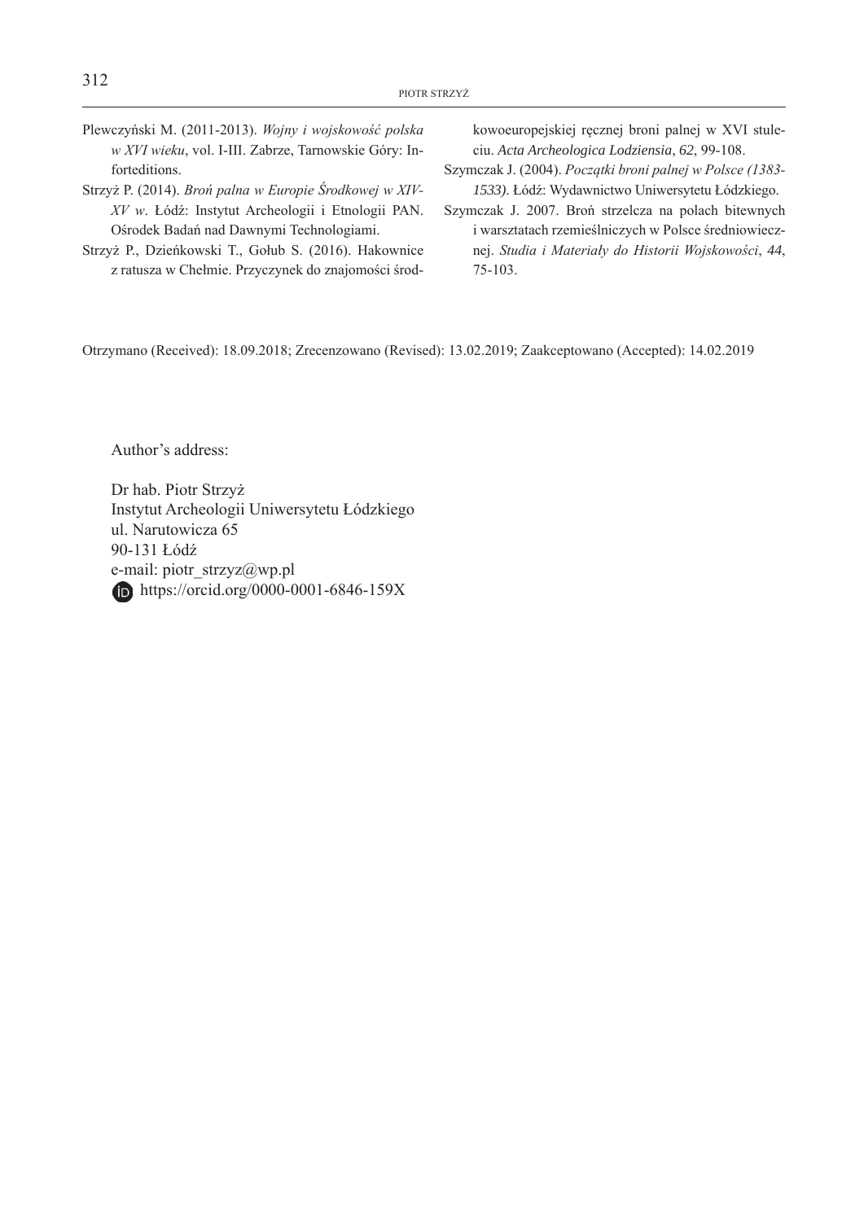Plewczyński M. (2011-2013). *Wojny i wojskowość polska w XVI wieku*, vol. I-III. Zabrze, Tarnowskie Góry: Inforteditions.

Strzyż P. (2014). *Broń palna w Europie Środkowej w XIV-XV w*. Łódź: Instytut Archeologii i Etnologii PAN. Ośrodek Badań nad Dawnymi Technologiami.

Strzyż P., Dzieńkowski T., Gołub S. (2016). Hakownice z ratusza w Chełmie. Przyczynek do znajomości środkowoeuropejskiej ręcznej broni palnej w XVI stuleciu. *Acta Archeologica Lodziensia*, *62*, 99-108.

Szymczak J. (2004). *Początki broni palnej w Polsce (1383-1533)*. Łódź: Wydawnictwo Uniwersytetu Łódzkiego.

Szymczak J. 2007. Broń strzelcza na polach bitewnych i warsztatach rzemieślniczych w Polsce średniowiecznej. *Studia i Materiały do Historii Wojskowości*, *44*, 75-103.

Otrzymano (Received): 18.09.2018; Zrecenzowano (Revised): 13.02.2019; Zaakceptowano (Accepted): 14.02.2019

Author's address:

Dr hab. Piotr Strzyż
Instytut Archeologii Uniwersytetu Łódzkiego
ul. Narutowicza 65
90-131 Łódź
e-mail: piotr_strzyz@wp.pl
https://orcid.org/0000-0001-6846-159X